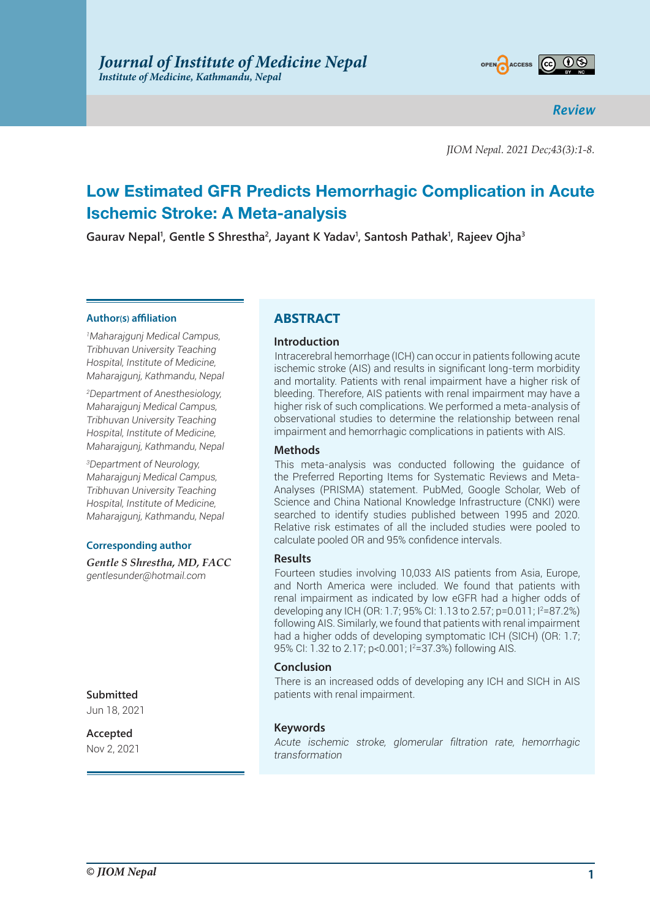Review

# Low Estimated GFR Predicts Hemorrhagic Complication in Acute Ischemic Stroke: A Meta-analysis

**Gaurav Nepal[1], Gentle S Shrestha[2], Jayant K Yadav[1], Santosh Pathak[1], Rajeev Ojha[3]**

### Author(s) affiliation

*[1]Maharajgunj Medical Campus, Tribhuvan University Teaching Hospital, Institute of Medicine, Maharajgunj, Kathmandu, Nepal*

*[2]Department of Anesthesiology, Maharajgunj Medical Campus, Tribhuvan University Teaching Hospital, Institute of Medicine, Maharajgunj, Kathmandu, Nepal*

*[3]Department of Neurology, Maharajgunj Medical Campus, Tribhuvan University Teaching Hospital, Institute of Medicine, Maharajgunj, Kathmandu, Nepal*

### Corresponding author

***Gentle S Shrestha, MD, FACC***
*gentlesunder@hotmail.com*

**Submitted**
Jun 18, 2021

**Accepted**
Nov 2, 2021

## ABSTRACT

### Introduction

Intracerebral hemorrhage (ICH) can occur in patients following acute ischemic stroke (AIS) and results in significant long-term morbidity and mortality. Patients with renal impairment have a higher risk of bleeding. Therefore, AIS patients with renal impairment may have a higher risk of such complications. We performed a meta-analysis of observational studies to determine the relationship between renal impairment and hemorrhagic complications in patients with AIS.

### Methods

This meta-analysis was conducted following the guidance of the Preferred Reporting Items for Systematic Reviews and Meta-Analyses (PRISMA) statement. PubMed, Google Scholar, Web of Science and China National Knowledge Infrastructure (CNKI) were searched to identify studies published between 1995 and 2020. Relative risk estimates of all the included studies were pooled to calculate pooled OR and 95% confidence intervals.

### Results

Fourteen studies involving 10,033 AIS patients from Asia, Europe, and North America were included. We found that patients with renal impairment as indicated by low eGFR had a higher odds of developing any ICH (OR: 1.7; 95% CI: 1.13 to 2.57; $p=0.011$; $I^2=87.2\%$) following AIS. Similarly, we found that patients with renal impairment had a higher odds of developing symptomatic ICH (SICH) (OR: 1.7; 95% CI: 1.32 to 2.17; $p<0.001$; $I^2=37.3\%$) following AIS.

### Conclusion

There is an increased odds of developing any ICH and SICH in AIS patients with renal impairment.

### Keywords

*Acute ischemic stroke, glomerular filtration rate, hemorrhagic transformation*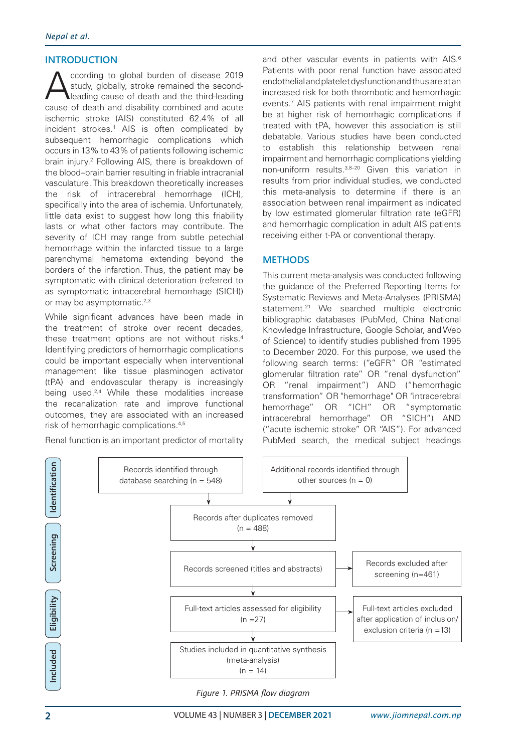## INTRODUCTION

According to global burden of disease 2019 study, globally, stroke remained the second-leading cause of death and the third-leading cause of death and disability combined and acute ischemic stroke (AIS) constituted 62.4% of all incident strokes.[1] AIS is often complicated by subsequent hemorrhagic complications which occurs in 13% to 43% of patients following ischemic brain injury.[2] Following AIS, there is breakdown of the blood–brain barrier resulting in friable intracranial vasculature. This breakdown theoretically increases the risk of intracerebral hemorrhage (ICH), specifically into the area of ischemia. Unfortunately, little data exist to suggest how long this friability lasts or what other factors may contribute. The severity of ICH may range from subtle petechial hemorrhage within the infarcted tissue to a large parenchymal hematoma extending beyond the borders of the infarction. Thus, the patient may be symptomatic with clinical deterioration (referred to as symptomatic intracerebral hemorrhage (SICH)) or may be asymptomatic.[2,3]

While significant advances have been made in the treatment of stroke over recent decades, these treatment options are not without risks.[4] Identifying predictors of hemorrhagic complications could be important especially when interventional management like tissue plasminogen activator (tPA) and endovascular therapy is increasingly being used.[2,4] While these modalities increase the recanalization rate and improve functional outcomes, they are associated with an increased risk of hemorrhagic complications.[4,5]

Renal function is an important predictor of mortality and other vascular events in patients with AIS.[6] Patients with poor renal function have associated endothelial and platelet dysfunction and thus are at an increased risk for both thrombotic and hemorrhagic events.[7] AIS patients with renal impairment might be at higher risk of hemorrhagic complications if treated with tPA, however this association is still debatable. Various studies have been conducted to establish this relationship between renal impairment and hemorrhagic complications yielding non-uniform results.[3,8–20] Given this variation in results from prior individual studies, we conducted this meta-analysis to determine if there is an association between renal impairment as indicated by low estimated glomerular filtration rate (eGFR) and hemorrhagic complication in adult AIS patients receiving either t-PA or conventional therapy.

## METHODS

This current meta-analysis was conducted following the guidance of the Preferred Reporting Items for Systematic Reviews and Meta-Analyses (PRISMA) statement.[21] We searched multiple electronic bibliographic databases (PubMed, China National Knowledge Infrastructure, Google Scholar, and Web of Science) to identify studies published from 1995 to December 2020. For this purpose, we used the following search terms: ("eGFR" OR "estimated glomerular filtration rate" OR "renal dysfunction" OR "renal impairment") AND ("hemorrhagic transformation" OR "hemorrhage" OR "intracerebral hemorrhage" OR "ICH" OR "symptomatic intracerebral hemorrhage" OR "SICH") AND ("acute ischemic stroke" OR "AIS"). For advanced PubMed search, the medical subject headings

**Identification**
- Records identified through database searching (n = 548)
- Additional records identified through other sources (n = 0)
- Records after duplicates removed (n = 488)

**Screening**
- Records screened (titles and abstracts)
- Records excluded after screening (n=461)

**Eligibility**
- Full-text articles assessed for eligibility (n =27)
- Full-text articles excluded after application of inclusion/exclusion criteria (n =13)

**Included**
- Studies included in quantitative synthesis (meta-analysis) (n = 14)

*Figure 1. PRISMA flow diagram*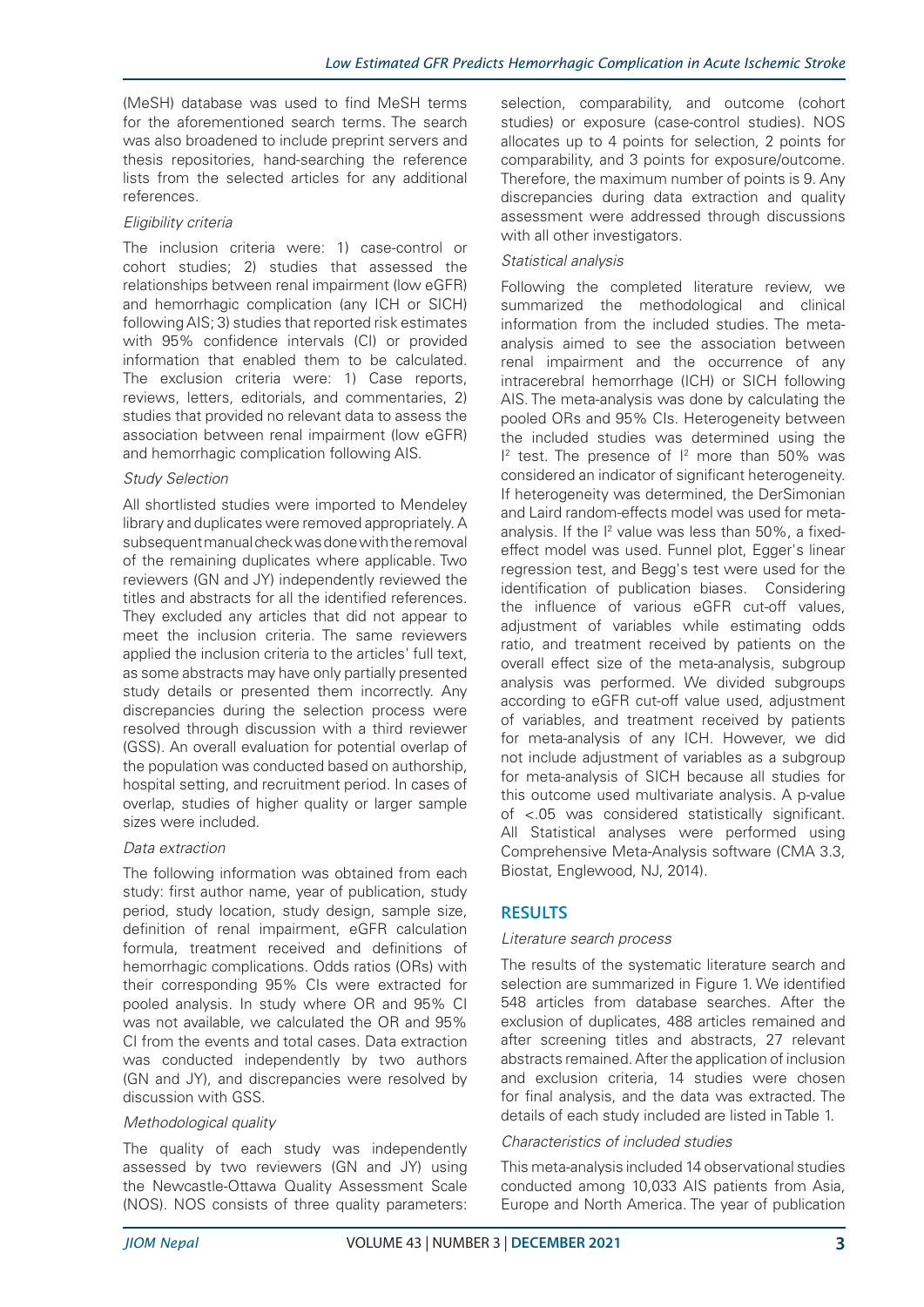(MeSH) database was used to find MeSH terms for the aforementioned search terms. The search was also broadened to include preprint servers and thesis repositories, hand-searching the reference lists from the selected articles for any additional references.

*Eligibility criteria*

The inclusion criteria were: 1) case-control or cohort studies; 2) studies that assessed the relationships between renal impairment (low eGFR) and hemorrhagic complication (any ICH or SICH) following AIS; 3) studies that reported risk estimates with 95% confidence intervals (CI) or provided information that enabled them to be calculated. The exclusion criteria were: 1) Case reports, reviews, letters, editorials, and commentaries, 2) studies that provided no relevant data to assess the association between renal impairment (low eGFR) and hemorrhagic complication following AIS.

*Study Selection*

All shortlisted studies were imported to Mendeley library and duplicates were removed appropriately. A subsequent manual check was done with the removal of the remaining duplicates where applicable. Two reviewers (GN and JY) independently reviewed the titles and abstracts for all the identified references. They excluded any articles that did not appear to meet the inclusion criteria. The same reviewers applied the inclusion criteria to the articles' full text, as some abstracts may have only partially presented study details or presented them incorrectly. Any discrepancies during the selection process were resolved through discussion with a third reviewer (GSS). An overall evaluation for potential overlap of the population was conducted based on authorship, hospital setting, and recruitment period. In cases of overlap, studies of higher quality or larger sample sizes were included.

*Data extraction*

The following information was obtained from each study: first author name, year of publication, study period, study location, study design, sample size, definition of renal impairment, eGFR calculation formula, treatment received and definitions of hemorrhagic complications. Odds ratios (ORs) with their corresponding 95% CIs were extracted for pooled analysis. In study where OR and 95% CI was not available, we calculated the OR and 95% CI from the events and total cases. Data extraction was conducted independently by two authors (GN and JY), and discrepancies were resolved by discussion with GSS.

*Methodological quality*

The quality of each study was independently assessed by two reviewers (GN and JY) using the Newcastle-Ottawa Quality Assessment Scale (NOS). NOS consists of three quality parameters: selection, comparability, and outcome (cohort studies) or exposure (case-control studies). NOS allocates up to 4 points for selection, 2 points for comparability, and 3 points for exposure/outcome. Therefore, the maximum number of points is 9. Any discrepancies during data extraction and quality assessment were addressed through discussions with all other investigators.

*Statistical analysis*

Following the completed literature review, we summarized the methodological and clinical information from the included studies. The meta-analysis aimed to see the association between renal impairment and the occurrence of any intracerebral hemorrhage (ICH) or SICH following AIS. The meta-analysis was done by calculating the pooled ORs and 95% CIs. Heterogeneity between the included studies was determined using the $I^2$ test. The presence of $I^2$ more than 50% was considered an indicator of significant heterogeneity. If heterogeneity was determined, the DerSimonian and Laird random-effects model was used for meta-analysis. If the $I^2$ value was less than 50%, a fixed-effect model was used. Funnel plot, Egger's linear regression test, and Begg's test were used for the identification of publication biases. Considering the influence of various eGFR cut-off values, adjustment of variables while estimating odds ratio, and treatment received by patients on the overall effect size of the meta-analysis, subgroup analysis was performed. We divided subgroups according to eGFR cut-off value used, adjustment of variables, and treatment received by patients for meta-analysis of any ICH. However, we did not include adjustment of variables as a subgroup for meta-analysis of SICH because all studies for this outcome used multivariate analysis. A p-value of <.05 was considered statistically significant. All Statistical analyses were performed using Comprehensive Meta-Analysis software (CMA 3.3, Biostat, Englewood, NJ, 2014).

## RESULTS

*Literature search process*

The results of the systematic literature search and selection are summarized in Figure 1. We identified 548 articles from database searches. After the exclusion of duplicates, 488 articles remained and after screening titles and abstracts, 27 relevant abstracts remained. After the application of inclusion and exclusion criteria, 14 studies were chosen for final analysis, and the data was extracted. The details of each study included are listed in Table 1.

*Characteristics of included studies*

This meta-analysis included 14 observational studies conducted among 10,033 AIS patients from Asia, Europe and North America. The year of publication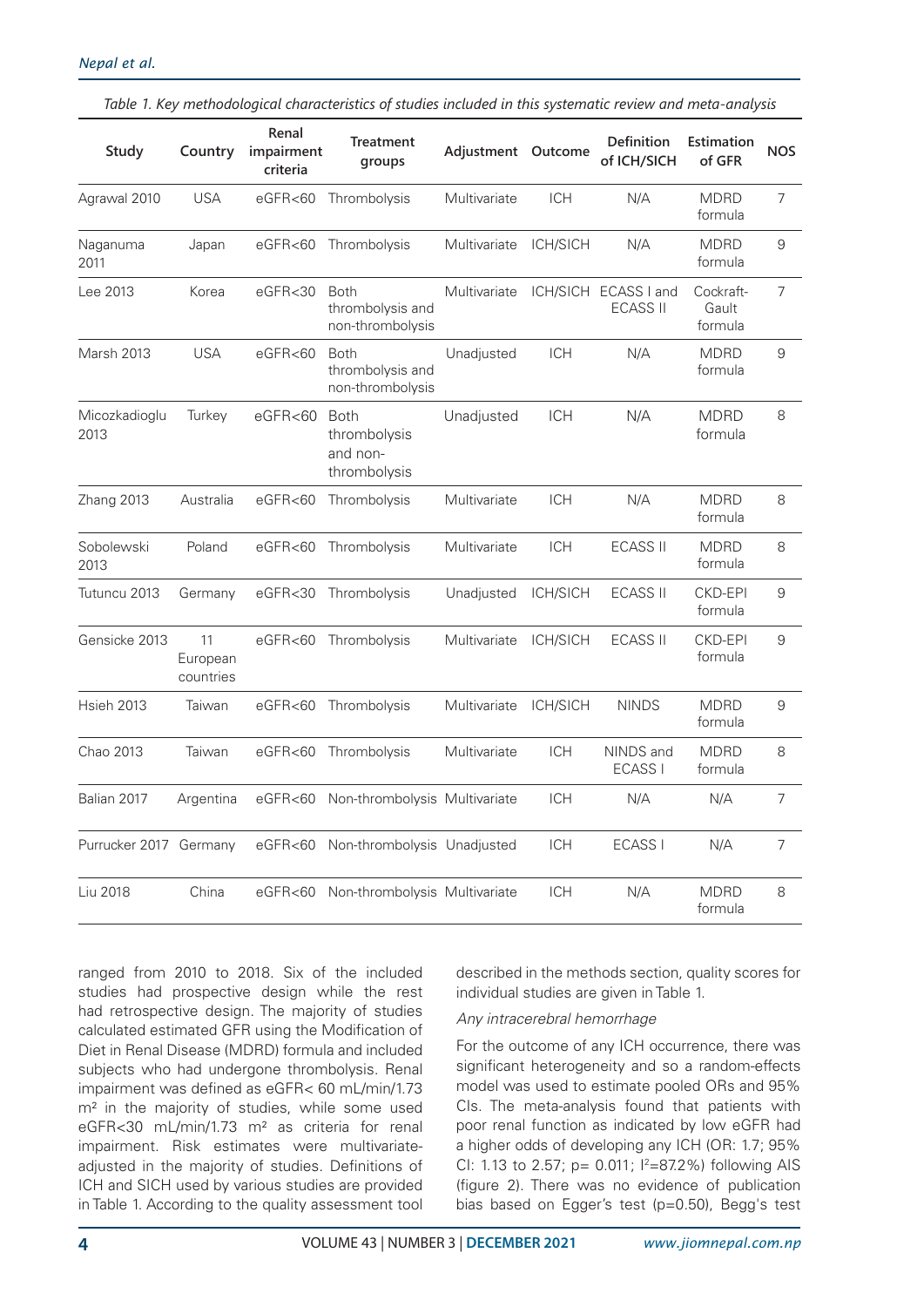*Table 1. Key methodological characteristics of studies included in this systematic review and meta-analysis*

| Study | Country | Renal impairment criteria | Treatment groups | Adjustment | Outcome | Definition of ICH/SICH | Estimation of GFR | NOS |
|---|---|---|---|---|---|---|---|---|
| Agrawal 2010 | USA | eGFR<60 | Thrombolysis | Multivariate | ICH | N/A | MDRD formula | 7 |
| Naganuma 2011 | Japan | eGFR<60 | Thrombolysis | Multivariate | ICH/SICH | N/A | MDRD formula | 9 |
| Lee 2013 | Korea | eGFR<30 | Both thrombolysis and non-thrombolysis | Multivariate | ICH/SICH | ECASS I and ECASS II | Cockraft-Gault formula | 7 |
| Marsh 2013 | USA | eGFR<60 | Both thrombolysis and non-thrombolysis | Unadjusted | ICH | N/A | MDRD formula | 9 |
| Micozkadioglu 2013 | Turkey | eGFR<60 | Both thrombolysis and non-thrombolysis | Unadjusted | ICH | N/A | MDRD formula | 8 |
| Zhang 2013 | Australia | eGFR<60 | Thrombolysis | Multivariate | ICH | N/A | MDRD formula | 8 |
| Sobolewski 2013 | Poland | eGFR<60 | Thrombolysis | Multivariate | ICH | ECASS II | MDRD formula | 8 |
| Tutuncu 2013 | Germany | eGFR<30 | Thrombolysis | Unadjusted | ICH/SICH | ECASS II | CKD-EPI formula | 9 |
| Gensicke 2013 | 11 European countries | eGFR<60 | Thrombolysis | Multivariate | ICH/SICH | ECASS II | CKD-EPI formula | 9 |
| Hsieh 2013 | Taiwan | eGFR<60 | Thrombolysis | Multivariate | ICH/SICH | NINDS | MDRD formula | 9 |
| Chao 2013 | Taiwan | eGFR<60 | Thrombolysis | Multivariate | ICH | NINDS and ECASS I | MDRD formula | 8 |
| Balian 2017 | Argentina | eGFR<60 | Non-thrombolysis | Multivariate | ICH | N/A | N/A | 7 |
| Purrucker 2017 | Germany | eGFR<60 | Non-thrombolysis | Unadjusted | ICH | ECASS I | N/A | 7 |
| Liu 2018 | China | eGFR<60 | Non-thrombolysis | Multivariate | ICH | N/A | MDRD formula | 8 |

ranged from 2010 to 2018. Six of the included studies had prospective design while the rest had retrospective design. The majority of studies calculated estimated GFR using the Modification of Diet in Renal Disease (MDRD) formula and included subjects who had undergone thrombolysis. Renal impairment was defined as eGFR< 60 mL/min/1.73 m² in the majority of studies, while some used eGFR<30 mL/min/1.73 m² as criteria for renal impairment. Risk estimates were multivariate-adjusted in the majority of studies. Definitions of ICH and SICH used by various studies are provided in Table 1. According to the quality assessment tool described in the methods section, quality scores for individual studies are given in Table 1.

*Any intracerebral hemorrhage*

For the outcome of any ICH occurrence, there was significant heterogeneity and so a random-effects model was used to estimate pooled ORs and 95% CIs. The meta-analysis found that patients with poor renal function as indicated by low eGFR had a higher odds of developing any ICH (OR: 1.7; 95% CI: 1.13 to 2.57; p= 0.011; $I^2$=87.2%) following AIS (figure 2). There was no evidence of publication bias based on Egger's test (p=0.50), Begg's test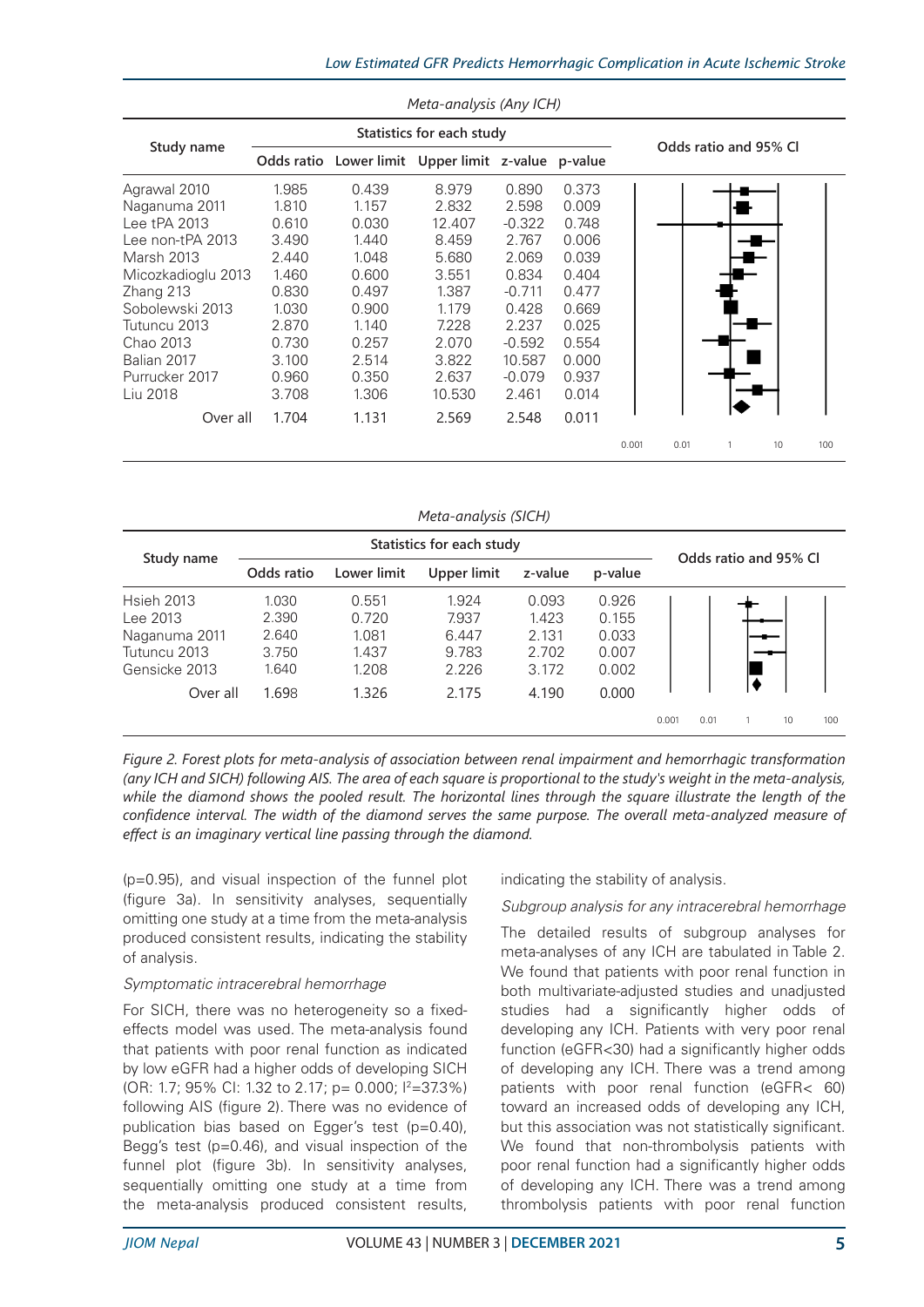*Meta-analysis (Any ICH)*

| Study name | Statistics for each study | | | | | Odds ratio and 95% CI |
|---|---|---|---|---|---|---|
| | Odds ratio | Lower limit | Upper limit | z-value | p-value | |
| Agrawal 2010 | 1.985 | 0.439 | 8.979 | 0.890 | 0.373 | |
| Naganuma 2011 | 1.810 | 1.157 | 2.832 | 2.598 | 0.009 | |
| Lee tPA 2013 | 0.610 | 0.030 | 12.407 | -0.322 | 0.748 | |
| Lee non-tPA 2013 | 3.490 | 1.440 | 8.459 | 2.767 | 0.006 | |
| Marsh 2013 | 2.440 | 1.048 | 5.680 | 2.069 | 0.039 | |
| Micozkadioglu 2013 | 1.460 | 0.600 | 3.551 | 0.834 | 0.404 | |
| Zhang 213 | 0.830 | 0.497 | 1.387 | -0.711 | 0.477 | |
| Sobolewski 2013 | 1.030 | 0.900 | 1.179 | 0.428 | 0.669 | |
| Tutuncu 2013 | 2.870 | 1.140 | 7.228 | 2.237 | 0.025 | |
| Chao 2013 | 0.730 | 0.257 | 2.070 | -0.592 | 0.554 | |
| Balian 2017 | 3.100 | 2.514 | 3.822 | 10.587 | 0.000 | |
| Purrucker 2017 | 0.960 | 0.350 | 2.637 | -0.079 | 0.937 | |
| Liu 2018 | 3.708 | 1.306 | 10.530 | 2.461 | 0.014 | |
| Over all | 1.704 | 1.131 | 2.569 | 2.548 | 0.011 | |

*Meta-analysis (SICH)*

| Study name | Statistics for each study | | | | | Odds ratio and 95% CI |
|---|---|---|---|---|---|---|
| | Odds ratio | Lower limit | Upper limit | z-value | p-value | |
| Hsieh 2013 | 1.030 | 0.551 | 1.924 | 0.093 | 0.926 | |
| Lee 2013 | 2.390 | 0.720 | 7.937 | 1.423 | 0.155 | |
| Naganuma 2011 | 2.640 | 1.081 | 6.447 | 2.131 | 0.033 | |
| Tutuncu 2013 | 3.750 | 1.437 | 9.783 | 2.702 | 0.007 | |
| Gensicke 2013 | 1.640 | 1.208 | 2.226 | 3.172 | 0.002 | |
| Over all | 1.698 | 1.326 | 2.175 | 4.190 | 0.000 | |

*Figure 2. Forest plots for meta-analysis of association between renal impairment and hemorrhagic transformation (any ICH and SICH) following AIS. The area of each square is proportional to the study's weight in the meta-analysis, while the diamond shows the pooled result. The horizontal lines through the square illustrate the length of the confidence interval. The width of the diamond serves the same purpose. The overall meta-analyzed measure of effect is an imaginary vertical line passing through the diamond.*

(p=0.95), and visual inspection of the funnel plot (figure 3a). In sensitivity analyses, sequentially omitting one study at a time from the meta-analysis produced consistent results, indicating the stability of analysis.

### *Symptomatic intracerebral hemorrhage*

For SICH, there was no heterogeneity so a fixed-effects model was used. The meta-analysis found that patients with poor renal function as indicated by low eGFR had a higher odds of developing SICH (OR: 1.7; 95% CI: 1.32 to 2.17; p= 0.000; $I^2$=37.3%) following AIS (figure 2). There was no evidence of publication bias based on Egger's test (p=0.40), Begg's test (p=0.46), and visual inspection of the funnel plot (figure 3b). In sensitivity analyses, sequentially omitting one study at a time from the meta-analysis produced consistent results, indicating the stability of analysis.

### *Subgroup analysis for any intracerebral hemorrhage*

The detailed results of subgroup analyses for meta-analyses of any ICH are tabulated in Table 2. We found that patients with poor renal function in both multivariate-adjusted studies and unadjusted studies had a significantly higher odds of developing any ICH. Patients with very poor renal function (eGFR<30) had a significantly higher odds of developing any ICH. There was a trend among patients with poor renal function (eGFR< 60) toward an increased odds of developing any ICH, but this association was not statistically significant. We found that non-thrombolysis patients with poor renal function had a significantly higher odds of developing any ICH. There was a trend among thrombolysis patients with poor renal function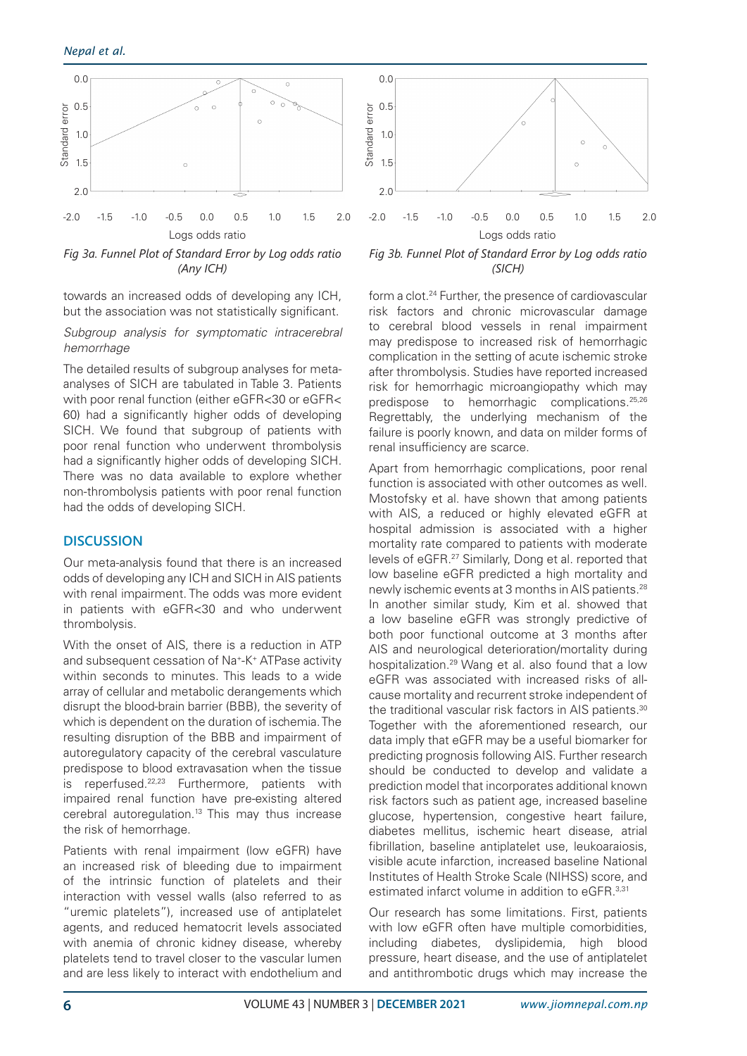Fig 3a. Funnel Plot of Standard Error by Log odds ratio (Any ICH)

Fig 3b. Funnel Plot of Standard Error by Log odds ratio (SICH)

towards an increased odds of developing any ICH, but the association was not statistically significant.

*Subgroup analysis for symptomatic intracerebral hemorrhage*

The detailed results of subgroup analyses for meta-analyses of SICH are tabulated in Table 3. Patients with poor renal function (either eGFR<30 or eGFR< 60) had a significantly higher odds of developing SICH. We found that subgroup of patients with poor renal function who underwent thrombolysis had a significantly higher odds of developing SICH. There was no data available to explore whether non-thrombolysis patients with poor renal function had the odds of developing SICH.

## DISCUSSION

Our meta-analysis found that there is an increased odds of developing any ICH and SICH in AIS patients with renal impairment. The odds was more evident in patients with eGFR<30 and who underwent thrombolysis.

With the onset of AIS, there is a reduction in ATP and subsequent cessation of $Na^+$-$K^+$ ATPase activity within seconds to minutes. This leads to a wide array of cellular and metabolic derangements which disrupt the blood-brain barrier (BBB), the severity of which is dependent on the duration of ischemia. The resulting disruption of the BBB and impairment of autoregulatory capacity of the cerebral vasculature predispose to blood extravasation when the tissue is reperfused.[22,23] Furthermore, patients with impaired renal function have pre-existing altered cerebral autoregulation.[13] This may thus increase the risk of hemorrhage.

Patients with renal impairment (low eGFR) have an increased risk of bleeding due to impairment of the intrinsic function of platelets and their interaction with vessel walls (also referred to as "uremic platelets"), increased use of antiplatelet agents, and reduced hematocrit levels associated with anemia of chronic kidney disease, whereby platelets tend to travel closer to the vascular lumen and are less likely to interact with endothelium and form a clot.[24] Further, the presence of cardiovascular risk factors and chronic microvascular damage to cerebral blood vessels in renal impairment may predispose to increased risk of hemorrhagic complication in the setting of acute ischemic stroke after thrombolysis. Studies have reported increased risk for hemorrhagic microangiopathy which may predispose to hemorrhagic complications.[25,26] Regrettably, the underlying mechanism of the failure is poorly known, and data on milder forms of renal insufficiency are scarce.

Apart from hemorrhagic complications, poor renal function is associated with other outcomes as well. Mostofsky et al. have shown that among patients with AIS, a reduced or highly elevated eGFR at hospital admission is associated with a higher mortality rate compared to patients with moderate levels of eGFR.[27] Similarly, Dong et al. reported that low baseline eGFR predicted a high mortality and newly ischemic events at 3 months in AIS patients.[28] In another similar study, Kim et al. showed that a low baseline eGFR was strongly predictive of both poor functional outcome at 3 months after AIS and neurological deterioration/mortality during hospitalization.[29] Wang et al. also found that a low eGFR was associated with increased risks of all-cause mortality and recurrent stroke independent of the traditional vascular risk factors in AIS patients.[30] Together with the aforementioned research, our data imply that eGFR may be a useful biomarker for predicting prognosis following AIS. Further research should be conducted to develop and validate a prediction model that incorporates additional known risk factors such as patient age, increased baseline glucose, hypertension, congestive heart failure, diabetes mellitus, ischemic heart disease, atrial fibrillation, baseline antiplatelet use, leukoaraiosis, visible acute infarction, increased baseline National Institutes of Health Stroke Scale (NIHSS) score, and estimated infarct volume in addition to eGFR.[3,31]

Our research has some limitations. First, patients with low eGFR often have multiple comorbidities, including diabetes, dyslipidemia, high blood pressure, heart disease, and the use of antiplatelet and antithrombotic drugs which may increase the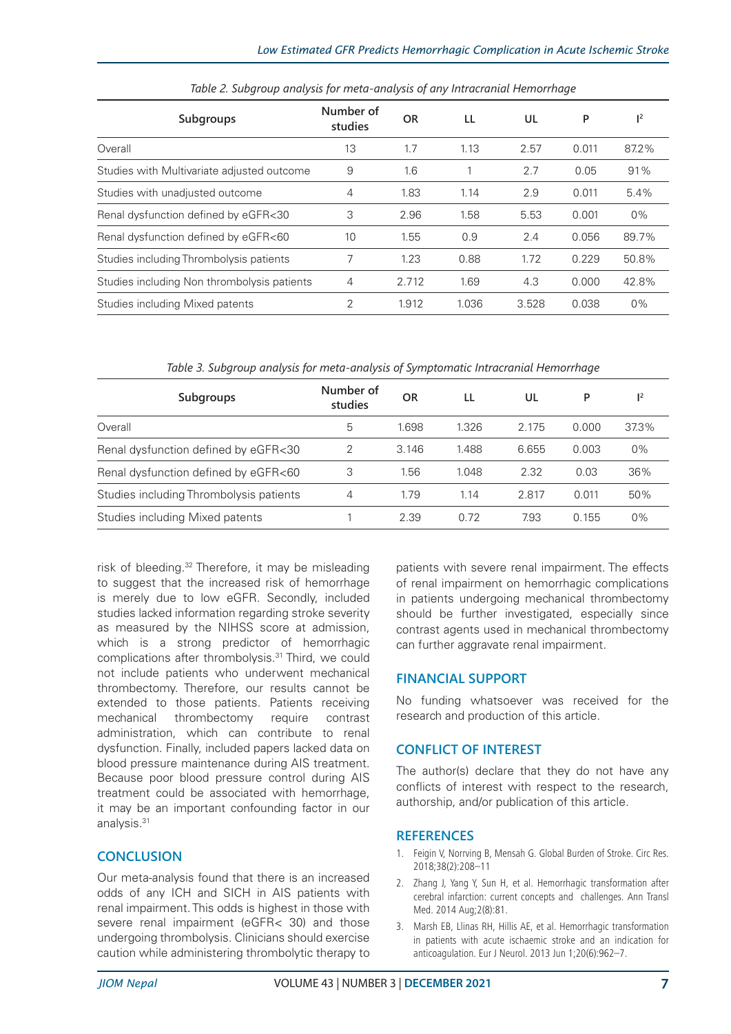*Table 2. Subgroup analysis for meta-analysis of any Intracranial Hemorrhage*

| Subgroups | Number of studies | OR | LL | UL | P | $I^2$ |
|---|---|---|---|---|---|---|
| Overall | 13 | 1.7 | 1.13 | 2.57 | 0.011 | 87.2% |
| Studies with Multivariate adjusted outcome | 9 | 1.6 | 1 | 2.7 | 0.05 | 91% |
| Studies with unadjusted outcome | 4 | 1.83 | 1.14 | 2.9 | 0.011 | 5.4% |
| Renal dysfunction defined by eGFR<30 | 3 | 2.96 | 1.58 | 5.53 | 0.001 | 0% |
| Renal dysfunction defined by eGFR<60 | 10 | 1.55 | 0.9 | 2.4 | 0.056 | 89.7% |
| Studies including Thrombolysis patients | 7 | 1.23 | 0.88 | 1.72 | 0.229 | 50.8% |
| Studies including Non thrombolysis patients | 4 | 2.712 | 1.69 | 4.3 | 0.000 | 42.8% |
| Studies including Mixed patents | 2 | 1.912 | 1.036 | 3.528 | 0.038 | 0% |

*Table 3. Subgroup analysis for meta-analysis of Symptomatic Intracranial Hemorrhage*

| Subgroups | Number of studies | OR | LL | UL | P | $I^2$ |
|---|---|---|---|---|---|---|
| Overall | 5 | 1.698 | 1.326 | 2.175 | 0.000 | 37.3% |
| Renal dysfunction defined by eGFR<30 | 2 | 3.146 | 1.488 | 6.655 | 0.003 | 0% |
| Renal dysfunction defined by eGFR<60 | 3 | 1.56 | 1.048 | 2.32 | 0.03 | 36% |
| Studies including Thrombolysis patients | 4 | 1.79 | 1.14 | 2.817 | 0.011 | 50% |
| Studies including Mixed patents | 1 | 2.39 | 0.72 | 7.93 | 0.155 | 0% |

risk of bleeding.[32] Therefore, it may be misleading to suggest that the increased risk of hemorrhage is merely due to low eGFR. Secondly, included studies lacked information regarding stroke severity as measured by the NIHSS score at admission, which is a strong predictor of hemorrhagic complications after thrombolysis.[31] Third, we could not include patients who underwent mechanical thrombectomy. Therefore, our results cannot be extended to those patients. Patients receiving mechanical thrombectomy require contrast administration, which can contribute to renal dysfunction. Finally, included papers lacked data on blood pressure maintenance during AIS treatment. Because poor blood pressure control during AIS treatment could be associated with hemorrhage, it may be an important confounding factor in our analysis.[31]

## CONCLUSION

Our meta-analysis found that there is an increased odds of any ICH and SICH in AIS patients with renal impairment. This odds is highest in those with severe renal impairment (eGFR< 30) and those undergoing thrombolysis. Clinicians should exercise caution while administering thrombolytic therapy to patients with severe renal impairment. The effects of renal impairment on hemorrhagic complications in patients undergoing mechanical thrombectomy should be further investigated, especially since contrast agents used in mechanical thrombectomy can further aggravate renal impairment.

## FINANCIAL SUPPORT

No funding whatsoever was received for the research and production of this article.

## CONFLICT OF INTEREST

The author(s) declare that they do not have any conflicts of interest with respect to the research, authorship, and/or publication of this article.

## REFERENCES

1. Feigin V, Norrving B, Mensah G. Global Burden of Stroke. Circ Res. 2018;38(2):208–11
2. Zhang J, Yang Y, Sun H, et al. Hemorrhagic transformation after cerebral infarction: current concepts and challenges. Ann Transl Med. 2014 Aug;2(8):81.
3. Marsh EB, Llinas RH, Hillis AE, et al. Hemorrhagic transformation in patients with acute ischaemic stroke and an indication for anticoagulation. Eur J Neurol. 2013 Jun 1;20(6):962–7.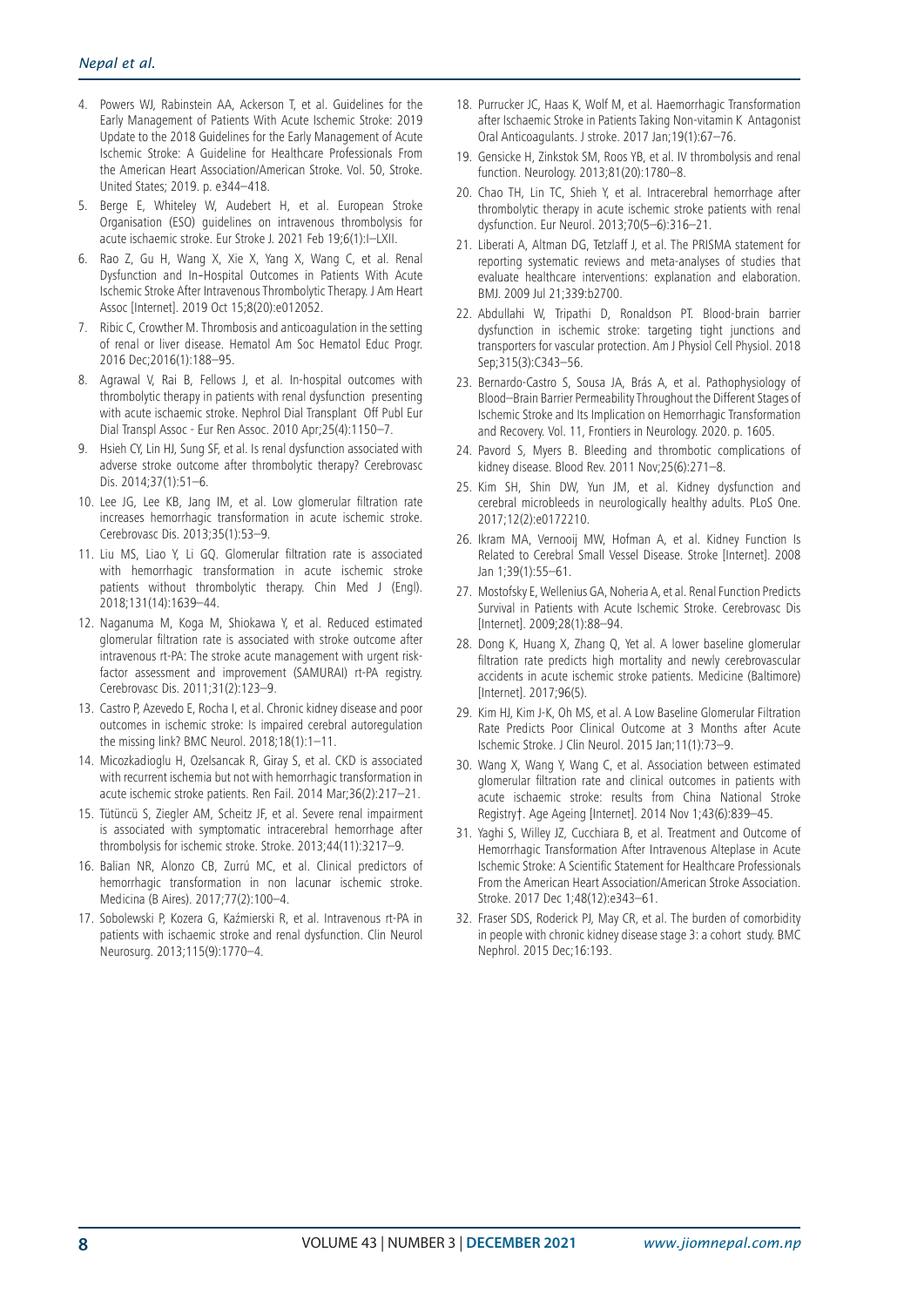4. Powers WJ, Rabinstein AA, Ackerson T, et al. Guidelines for the Early Management of Patients With Acute Ischemic Stroke: 2019 Update to the 2018 Guidelines for the Early Management of Acute Ischemic Stroke: A Guideline for Healthcare Professionals From the American Heart Association/American Stroke. Vol. 50, Stroke. United States; 2019. p. e344–418.
5. Berge E, Whiteley W, Audebert H, et al. European Stroke Organisation (ESO) guidelines on intravenous thrombolysis for acute ischaemic stroke. Eur Stroke J. 2021 Feb 19;6(1):I–LXII.
6. Rao Z, Gu H, Wang X, Xie X, Yang X, Wang C, et al. Renal Dysfunction and In-Hospital Outcomes in Patients With Acute Ischemic Stroke After Intravenous Thrombolytic Therapy. J Am Heart Assoc [Internet]. 2019 Oct 15;8(20):e012052.
7. Ribic C, Crowther M. Thrombosis and anticoagulation in the setting of renal or liver disease. Hematol Am Soc Hematol Educ Progr. 2016 Dec;2016(1):188–95.
8. Agrawal V, Rai B, Fellows J, et al. In-hospital outcomes with thrombolytic therapy in patients with renal dysfunction presenting with acute ischaemic stroke. Nephrol Dial Transplant Off Publ Eur Dial Transpl Assoc - Eur Ren Assoc. 2010 Apr;25(4):1150–7.
9. Hsieh CY, Lin HJ, Sung SF, et al. Is renal dysfunction associated with adverse stroke outcome after thrombolytic therapy? Cerebrovasc Dis. 2014;37(1):51–6.
10. Lee JG, Lee KB, Jang IM, et al. Low glomerular filtration rate increases hemorrhagic transformation in acute ischemic stroke. Cerebrovasc Dis. 2013;35(1):53–9.
11. Liu MS, Liao Y, Li GQ. Glomerular filtration rate is associated with hemorrhagic transformation in acute ischemic stroke patients without thrombolytic therapy. Chin Med J (Engl). 2018;131(14):1639–44.
12. Naganuma M, Koga M, Shiokawa Y, et al. Reduced estimated glomerular filtration rate is associated with stroke outcome after intravenous rt-PA: The stroke acute management with urgent risk-factor assessment and improvement (SAMURAI) rt-PA registry. Cerebrovasc Dis. 2011;31(2):123–9.
13. Castro P, Azevedo E, Rocha I, et al. Chronic kidney disease and poor outcomes in ischemic stroke: Is impaired cerebral autoregulation the missing link? BMC Neurol. 2018;18(1):1–11.
14. Micozkadioglu H, Ozelsancak R, Giray S, et al. CKD is associated with recurrent ischemia but not with hemorrhagic transformation in acute ischemic stroke patients. Ren Fail. 2014 Mar;36(2):217–21.
15. Tütüncü S, Ziegler AM, Scheitz JF, et al. Severe renal impairment is associated with symptomatic intracerebral hemorrhage after thrombolysis for ischemic stroke. Stroke. 2013;44(11):3217–9.
16. Balian NR, Alonzo CB, Zurrú MC, et al. Clinical predictors of hemorrhagic transformation in non lacunar ischemic stroke. Medicina (B Aires). 2017;77(2):100–4.
17. Sobolewski P, Kozera G, Kaźmierski R, et al. Intravenous rt-PA in patients with ischaemic stroke and renal dysfunction. Clin Neurol Neurosurg. 2013;115(9):1770–4.
18. Purrucker JC, Haas K, Wolf M, et al. Haemorrhagic Transformation after Ischaemic Stroke in Patients Taking Non-vitamin K Antagonist Oral Anticoagulants. J stroke. 2017 Jan;19(1):67–76.
19. Gensicke H, Zinkstok SM, Roos YB, et al. IV thrombolysis and renal function. Neurology. 2013;81(20):1780–8.
20. Chao TH, Lin TC, Shieh Y, et al. Intracerebral hemorrhage after thrombolytic therapy in acute ischemic stroke patients with renal dysfunction. Eur Neurol. 2013;70(5–6):316–21.
21. Liberati A, Altman DG, Tetzlaff J, et al. The PRISMA statement for reporting systematic reviews and meta-analyses of studies that evaluate healthcare interventions: explanation and elaboration. BMJ. 2009 Jul 21;339:b2700.
22. Abdullahi W, Tripathi D, Ronaldson PT. Blood-brain barrier dysfunction in ischemic stroke: targeting tight junctions and transporters for vascular protection. Am J Physiol Cell Physiol. 2018 Sep;315(3):C343–56.
23. Bernardo-Castro S, Sousa JA, Brás A, et al. Pathophysiology of Blood–Brain Barrier Permeability Throughout the Different Stages of Ischemic Stroke and Its Implication on Hemorrhagic Transformation and Recovery. Vol. 11, Frontiers in Neurology. 2020. p. 1605.
24. Pavord S, Myers B. Bleeding and thrombotic complications of kidney disease. Blood Rev. 2011 Nov;25(6):271–8.
25. Kim SH, Shin DW, Yun JM, et al. Kidney dysfunction and cerebral microbleeds in neurologically healthy adults. PLoS One. 2017;12(2):e0172210.
26. Ikram MA, Vernooij MW, Hofman A, et al. Kidney Function Is Related to Cerebral Small Vessel Disease. Stroke [Internet]. 2008 Jan 1;39(1):55–61.
27. Mostofsky E, Wellenius GA, Noheria A, et al. Renal Function Predicts Survival in Patients with Acute Ischemic Stroke. Cerebrovasc Dis [Internet]. 2009;28(1):88–94.
28. Dong K, Huang X, Zhang Q, Yet al. A lower baseline glomerular filtration rate predicts high mortality and newly cerebrovascular accidents in acute ischemic stroke patients. Medicine (Baltimore) [Internet]. 2017;96(5).
29. Kim HJ, Kim J-K, Oh MS, et al. A Low Baseline Glomerular Filtration Rate Predicts Poor Clinical Outcome at 3 Months after Acute Ischemic Stroke. J Clin Neurol. 2015 Jan;11(1):73–9.
30. Wang X, Wang Y, Wang C, et al. Association between estimated glomerular filtration rate and clinical outcomes in patients with acute ischaemic stroke: results from China National Stroke Registry†. Age Ageing [Internet]. 2014 Nov 1;43(6):839–45.
31. Yaghi S, Willey JZ, Cucchiara B, et al. Treatment and Outcome of Hemorrhagic Transformation After Intravenous Alteplase in Acute Ischemic Stroke: A Scientific Statement for Healthcare Professionals From the American Heart Association/American Stroke Association. Stroke. 2017 Dec 1;48(12):e343–61.
32. Fraser SDS, Roderick PJ, May CR, et al. The burden of comorbidity in people with chronic kidney disease stage 3: a cohort study. BMC Nephrol. 2015 Dec;16:193.